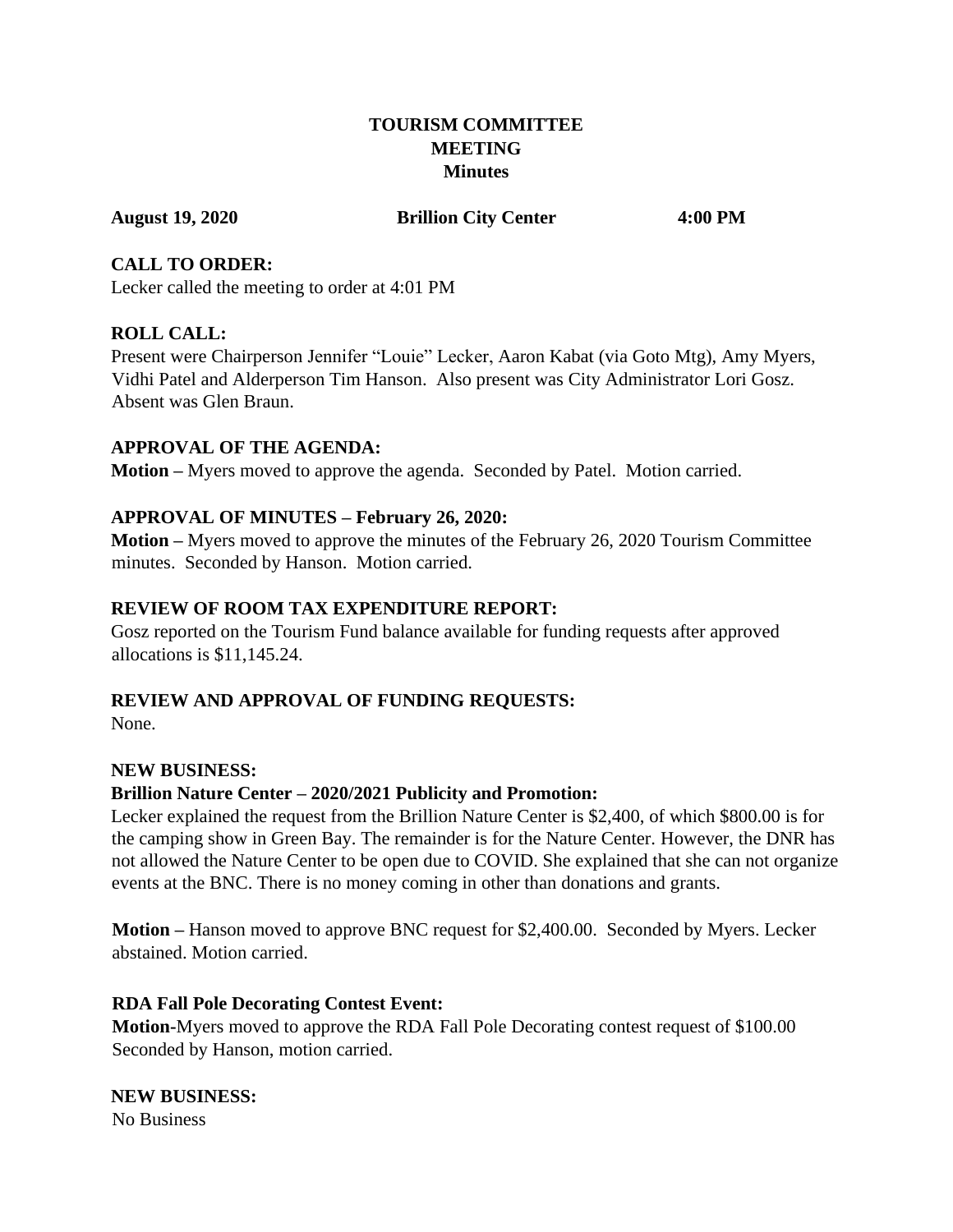# TOURISM COMMITTEE MEETING Minutes

**August 19, 2020** **Brillion City Center** **4:00 PM**

## CALL TO ORDER:

Lecker called the meeting to order at 4:01 PM

## ROLL CALL:

Present were Chairperson Jennifer "Louie" Lecker, Aaron Kabat (via Goto Mtg), Amy Myers, Vidhi Patel and Alderperson Tim Hanson. Also present was City Administrator Lori Gosz. Absent was Glen Braun.

## APPROVAL OF THE AGENDA:

**Motion –** Myers moved to approve the agenda. Seconded by Patel. Motion carried.

## APPROVAL OF MINUTES – February 26, 2020:

**Motion –** Myers moved to approve the minutes of the February 26, 2020 Tourism Committee minutes. Seconded by Hanson. Motion carried.

## REVIEW OF ROOM TAX EXPENDITURE REPORT:

Gosz reported on the Tourism Fund balance available for funding requests after approved allocations is $11,145.24.

## REVIEW AND APPROVAL OF FUNDING REQUESTS:

None.

## NEW BUSINESS:

### Brillion Nature Center – 2020/2021 Publicity and Promotion:

Lecker explained the request from the Brillion Nature Center is $2,400, of which $800.00 is for the camping show in Green Bay. The remainder is for the Nature Center. However, the DNR has not allowed the Nature Center to be open due to COVID. She explained that she can not organize events at the BNC. There is no money coming in other than donations and grants.

**Motion –** Hanson moved to approve BNC request for $2,400.00. Seconded by Myers. Lecker abstained. Motion carried.

### RDA Fall Pole Decorating Contest Event:

**Motion**-Myers moved to approve the RDA Fall Pole Decorating contest request of $100.00 Seconded by Hanson, motion carried.

## NEW BUSINESS:

No Business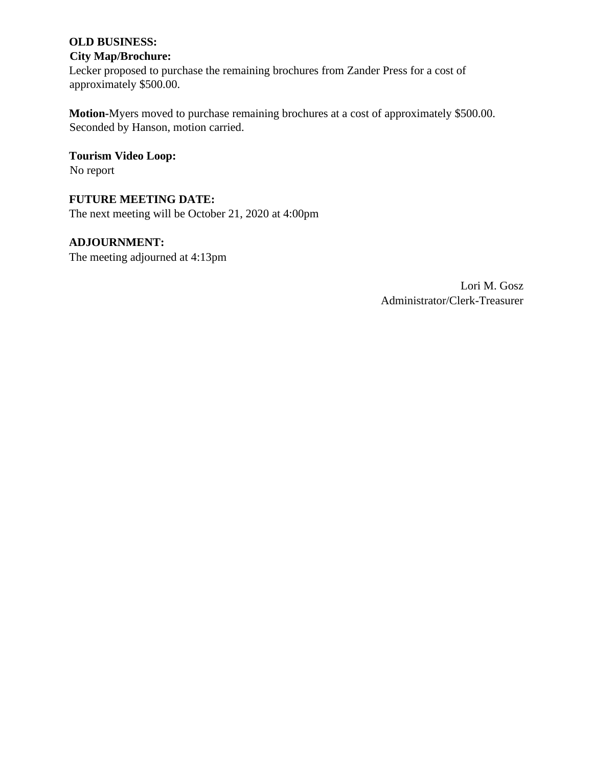**OLD BUSINESS:**

**City Map/Brochure:**

Lecker proposed to purchase the remaining brochures from Zander Press for a cost of approximately $500.00.

**Motion**-Myers moved to purchase remaining brochures at a cost of approximately $500.00. Seconded by Hanson, motion carried.

**Tourism Video Loop:**

No report

**FUTURE MEETING DATE:**

The next meeting will be October 21, 2020 at 4:00pm

**ADJOURNMENT:**

The meeting adjourned at 4:13pm

Lori M. Gosz
Administrator/Clerk-Treasurer